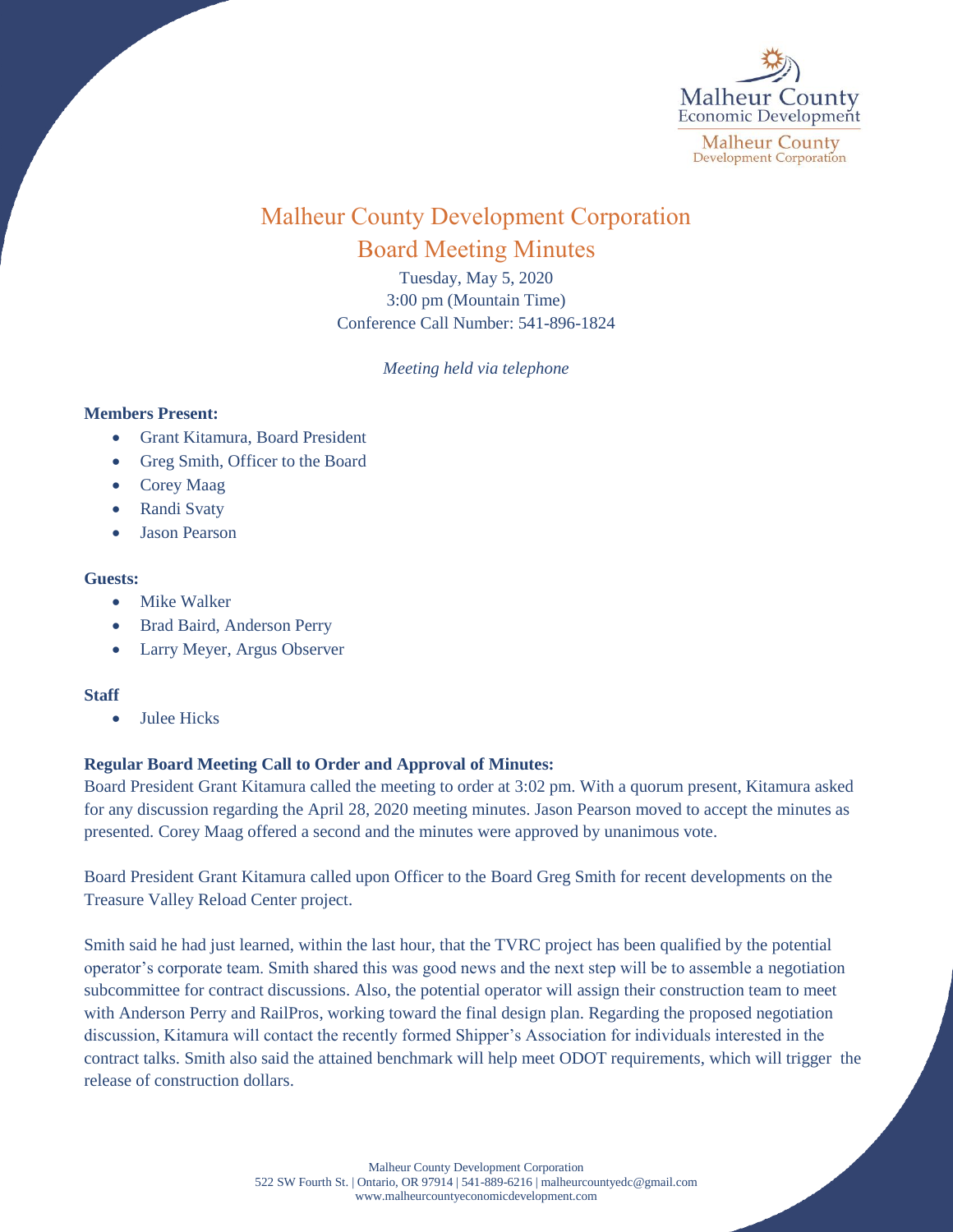Malheur County Economic Development
Malheur County Development Corporation

# Malheur County Development Corporation
## Board Meeting Minutes

Tuesday, May 5, 2020
3:00 pm (Mountain Time)
Conference Call Number: 541-896-1824

*Meeting held via telephone*

**Members Present:**

- Grant Kitamura, Board President
- Greg Smith, Officer to the Board
- Corey Maag
- Randi Svaty
- Jason Pearson

**Guests:**

- Mike Walker
- Brad Baird, Anderson Perry
- Larry Meyer, Argus Observer

**Staff**

- Julee Hicks

**Regular Board Meeting Call to Order and Approval of Minutes:**
Board President Grant Kitamura called the meeting to order at 3:02 pm. With a quorum present, Kitamura asked for any discussion regarding the April 28, 2020 meeting minutes. Jason Pearson moved to accept the minutes as presented. Corey Maag offered a second and the minutes were approved by unanimous vote.

Board President Grant Kitamura called upon Officer to the Board Greg Smith for recent developments on the Treasure Valley Reload Center project.

Smith said he had just learned, within the last hour, that the TVRC project has been qualified by the potential operator's corporate team. Smith shared this was good news and the next step will be to assemble a negotiation subcommittee for contract discussions. Also, the potential operator will assign their construction team to meet with Anderson Perry and RailPros, working toward the final design plan. Regarding the proposed negotiation discussion, Kitamura will contact the recently formed Shipper's Association for individuals interested in the contract talks. Smith also said the attained benchmark will help meet ODOT requirements, which will trigger the release of construction dollars.

Malheur County Development Corporation
522 SW Fourth St. | Ontario, OR 97914 | 541-889-6216 | malheurcountyedc@gmail.com
www.malheurcountyeconomicdevelopment.com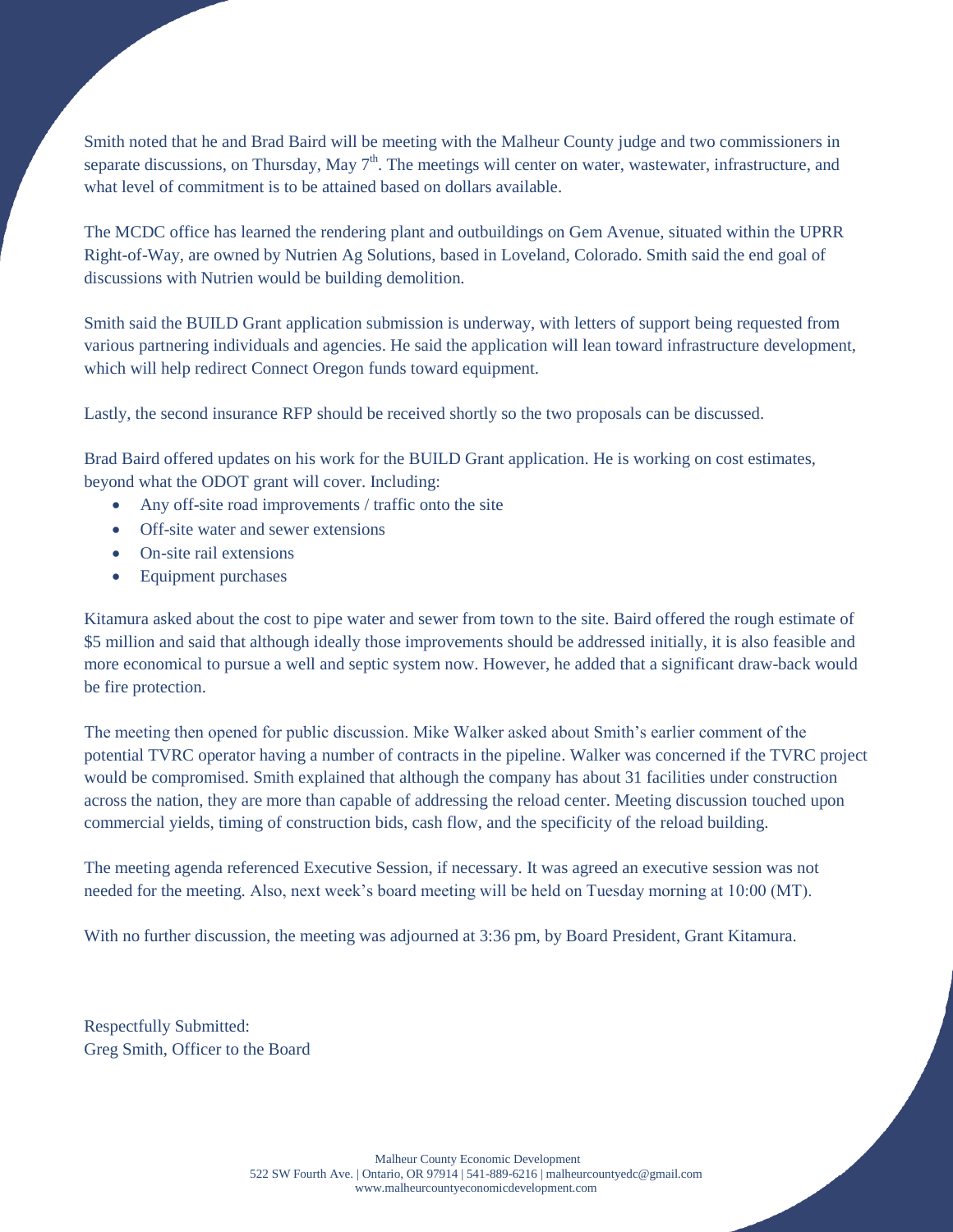Smith noted that he and Brad Baird will be meeting with the Malheur County judge and two commissioners in separate discussions, on Thursday, May 7th. The meetings will center on water, wastewater, infrastructure, and what level of commitment is to be attained based on dollars available.

The MCDC office has learned the rendering plant and outbuildings on Gem Avenue, situated within the UPRR Right-of-Way, are owned by Nutrien Ag Solutions, based in Loveland, Colorado. Smith said the end goal of discussions with Nutrien would be building demolition.

Smith said the BUILD Grant application submission is underway, with letters of support being requested from various partnering individuals and agencies. He said the application will lean toward infrastructure development, which will help redirect Connect Oregon funds toward equipment.

Lastly, the second insurance RFP should be received shortly so the two proposals can be discussed.

Brad Baird offered updates on his work for the BUILD Grant application. He is working on cost estimates, beyond what the ODOT grant will cover. Including:

- Any off-site road improvements / traffic onto the site
- Off-site water and sewer extensions
- On-site rail extensions
- Equipment purchases

Kitamura asked about the cost to pipe water and sewer from town to the site. Baird offered the rough estimate of $5 million and said that although ideally those improvements should be addressed initially, it is also feasible and more economical to pursue a well and septic system now. However, he added that a significant draw-back would be fire protection.

The meeting then opened for public discussion. Mike Walker asked about Smith's earlier comment of the potential TVRC operator having a number of contracts in the pipeline. Walker was concerned if the TVRC project would be compromised. Smith explained that although the company has about 31 facilities under construction across the nation, they are more than capable of addressing the reload center. Meeting discussion touched upon commercial yields, timing of construction bids, cash flow, and the specificity of the reload building.

The meeting agenda referenced Executive Session, if necessary. It was agreed an executive session was not needed for the meeting. Also, next week's board meeting will be held on Tuesday morning at 10:00 (MT).

With no further discussion, the meeting was adjourned at 3:36 pm, by Board President, Grant Kitamura.

Respectfully Submitted:
Greg Smith, Officer to the Board

Malheur County Economic Development
522 SW Fourth Ave. | Ontario, OR 97914 | 541-889-6216 | malheurcountyedc@gmail.com
www.malheurcountyeconomicdevelopment.com